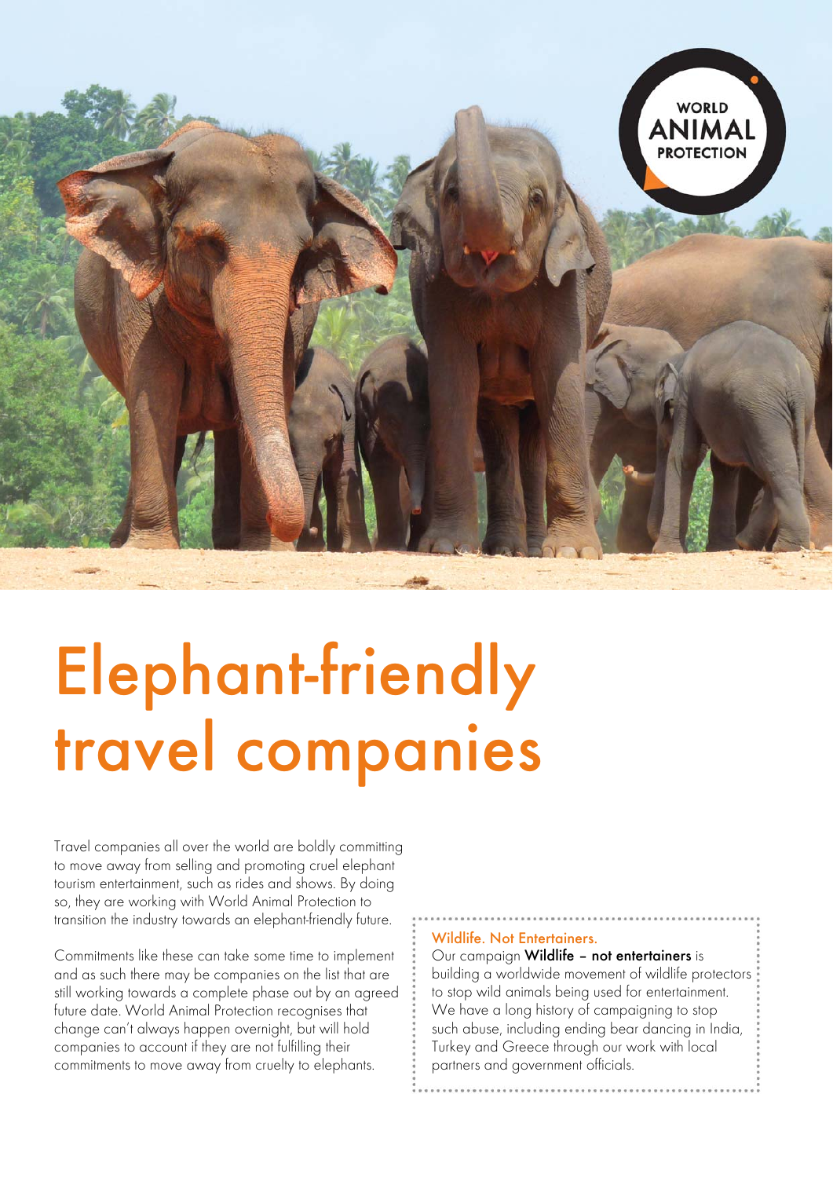# Elephant-friendly travel companies

Travel companies all over the world are boldly committing to move away from selling and promoting cruel elephant tourism entertainment, such as rides and shows. By doing so, they are working with World Animal Protection to transition the industry towards an elephant-friendly future.

Commitments like these can take some time to implement and as such there may be companies on the list that are still working towards a complete phase out by an agreed future date. World Animal Protection recognises that change can't always happen overnight, but will hold companies to account if they are not fulfilling their commitments to move away from cruelty to elephants.

### Wildlife. Not Entertainers.

Our campaign **Wildlife – not entertainers** is building a worldwide movement of wildlife protectors to stop wild animals being used for entertainment. We have a long history of campaigning to stop such abuse, including ending bear dancing in India, Turkey and Greece through our work with local partners and government officials.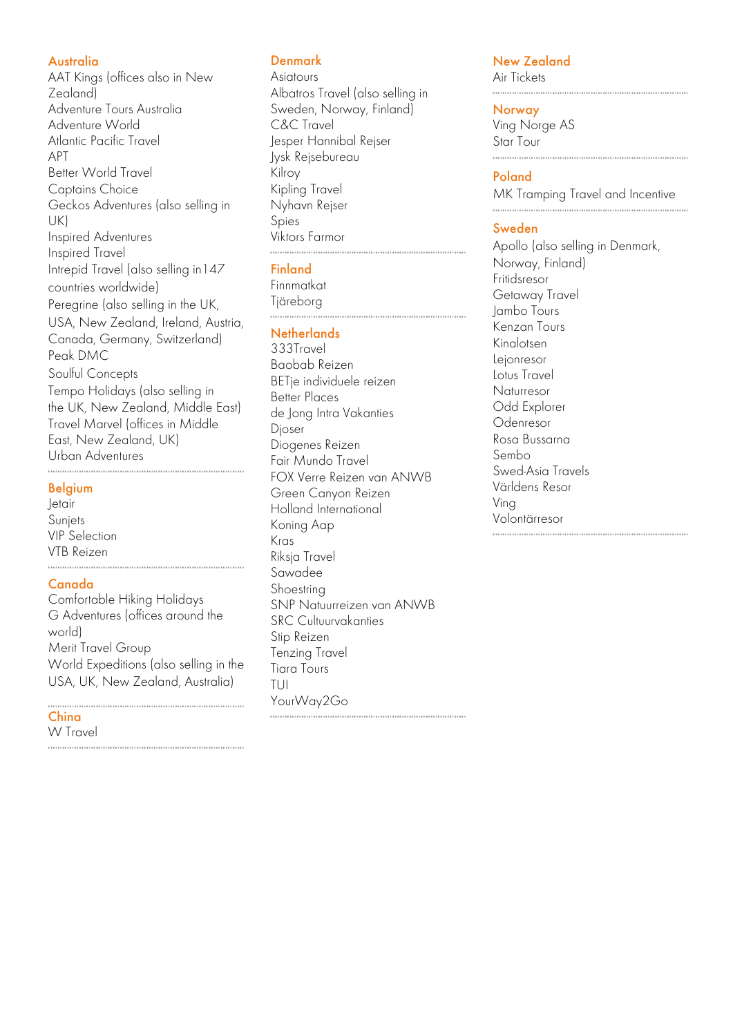## Australia

AAT Kings (offices also in New Zealand)
Adventure Tours Australia
Adventure World
Atlantic Pacific Travel
APT
Better World Travel
Captains Choice
Geckos Adventures (also selling in UK)
Inspired Adventures
Inspired Travel
Intrepid Travel (also selling in147 countries worldwide)
Peregrine (also selling in the UK, USA, New Zealand, Ireland, Austria, Canada, Germany, Switzerland)
Peak DMC
Soulful Concepts
Tempo Holidays (also selling in the UK, New Zealand, Middle East)
Travel Marvel (offices in Middle East, New Zealand, UK)
Urban Adventures

## Belgium

Jetair
Sunjets
VIP Selection
VTB Reizen

## Canada

Comfortable Hiking Holidays
G Adventures (offices around the world)
Merit Travel Group
World Expeditions (also selling in the USA, UK, New Zealand, Australia)

## China

W Travel

## Denmark

Asiatours
Albatros Travel (also selling in Sweden, Norway, Finland)
C&C Travel
Jesper Hannibal Rejser
Jysk Rejsebureau
Kilroy
Kipling Travel
Nyhavn Rejser
Spies
Viktors Farmor

## Finland

Finnmatkat
Tjäreborg

## Netherlands

333Travel
Baobab Reizen
BETje individuele reizen
Better Places
de Jong Intra Vakanties
Djoser
Diogenes Reizen
Fair Mundo Travel
FOX Verre Reizen van ANWB
Green Canyon Reizen
Holland International
Koning Aap
Kras
Riksja Travel
Sawadee
Shoestring
SNP Natuurreizen van ANWB
SRC Cultuurvakanties
Stip Reizen
Tenzing Travel
Tiara Tours
TUI
YourWay2Go

## New Zealand

Air Tickets

## Norway

Ving Norge AS
Star Tour

## Poland

MK Tramping Travel and Incentive

## Sweden

Apollo (also selling in Denmark, Norway, Finland)
Fritidsresor
Getaway Travel
Jambo Tours
Kenzan Tours
Kinalotsen
Lejonresor
Lotus Travel
Naturresor
Odd Explorer
Odenresor
Rosa Bussarna
Sembo
Swed-Asia Travels
Världens Resor
Ving
Volontärresor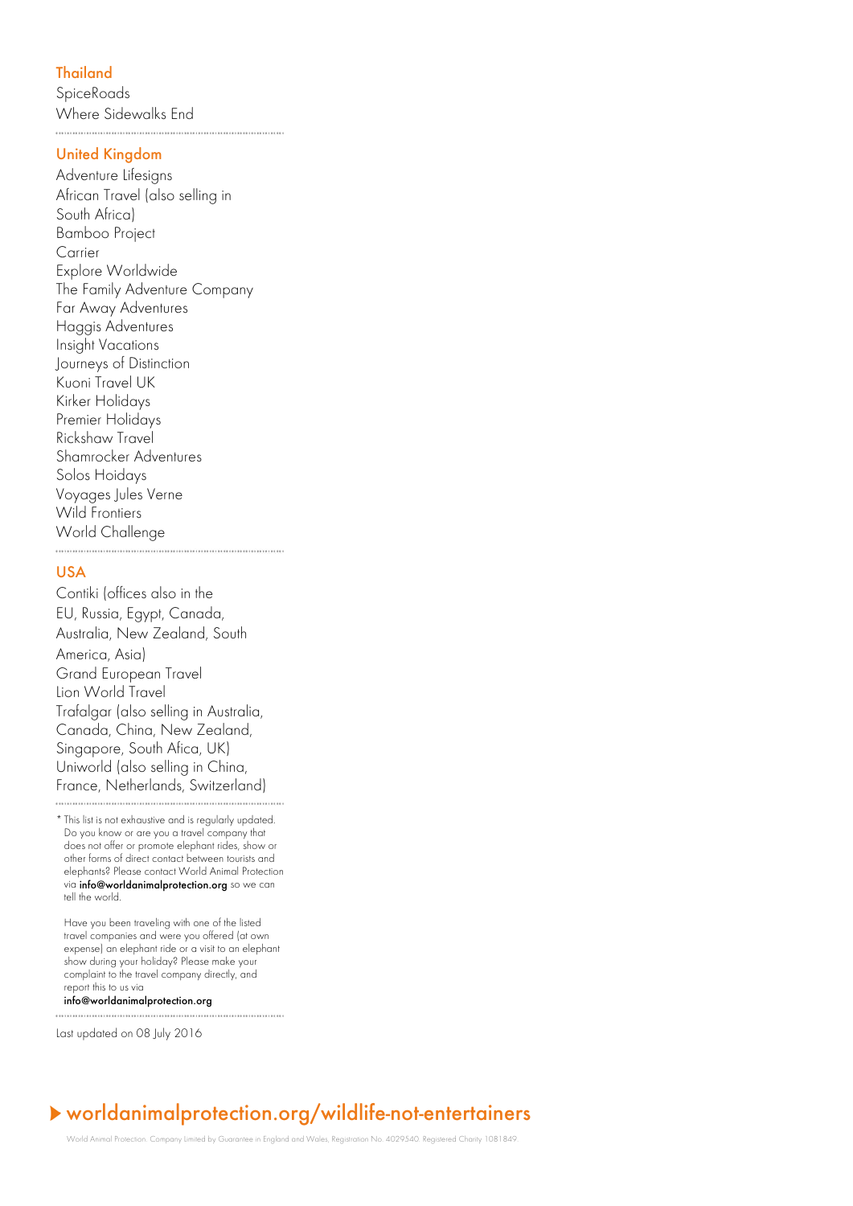### Thailand

SpiceRoads
Where Sidewalks End

### United Kingdom

Adventure Lifesigns
African Travel (also selling in South Africa)
Bamboo Project
Carrier
Explore Worldwide
The Family Adventure Company
Far Away Adventures
Haggis Adventures
Insight Vacations
Journeys of Distinction
Kuoni Travel UK
Kirker Holidays
Premier Holidays
Rickshaw Travel
Shamrocker Adventures
Solos Hoidays
Voyages Jules Verne
Wild Frontiers
World Challenge

### USA

Contiki (offices also in the EU, Russia, Egypt, Canada, Australia, New Zealand, South America, Asia)
Grand European Travel
Lion World Travel
Trafalgar (also selling in Australia, Canada, China, New Zealand, Singapore, South Afica, UK)
Uniworld (also selling in China, France, Netherlands, Switzerland)

* This list is not exhaustive and is regularly updated. Do you know or are you a travel company that does not offer or promote elephant rides, show or other forms of direct contact between tourists and elephants? Please contact World Animal Protection via **info@worldanimalprotection.org** so we can tell the world.

Have you been traveling with one of the listed travel companies and were you offered (at own expense) an elephant ride or a visit to an elephant show during your holiday? Please make your complaint to the travel company directly, and report this to us via **info@worldanimalprotection.org**

Last updated on 08 July 2016

**worldanimalprotection.org/wildlife-not-entertainers**

World Animal Protection. Company Limited by Guarantee in England and Wales, Registration No. 4029540. Registered Charity 1081849.